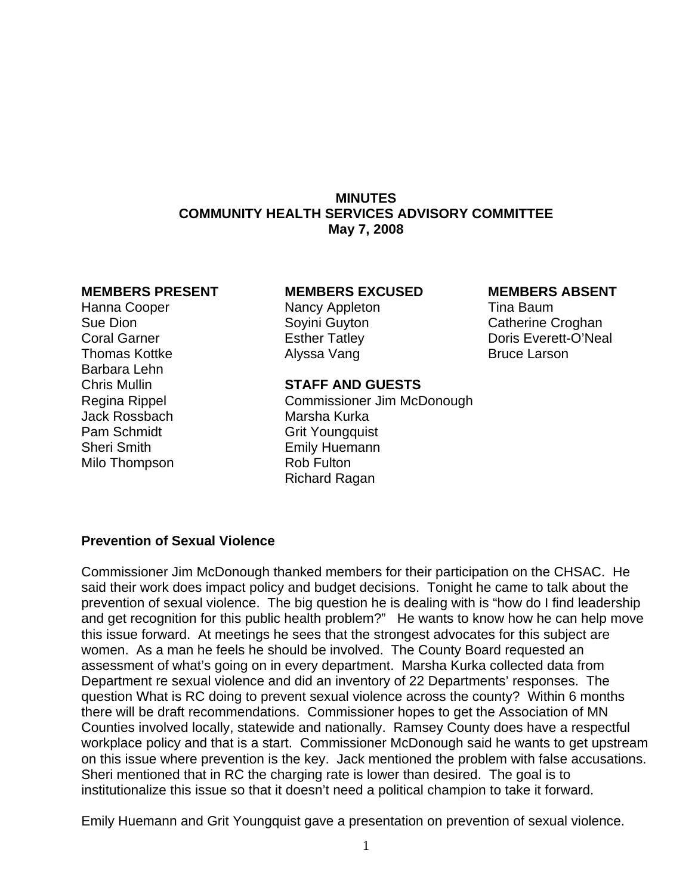**MINUTES**
**COMMUNITY HEALTH SERVICES ADVISORY COMMITTEE**
**May 7, 2008**

**MEMBERS PRESENT**
Hanna Cooper
Sue Dion
Coral Garner
Thomas Kottke
Barbara Lehn
Chris Mullin
Regina Rippel
Jack Rossbach
Pam Schmidt
Sheri Smith
Milo Thompson

**MEMBERS EXCUSED**
Nancy Appleton
Soyini Guyton
Esther Tatley
Alyssa Vang

**STAFF AND GUESTS**
Commissioner Jim McDonough
Marsha Kurka
Grit Youngquist
Emily Huemann
Rob Fulton
Richard Ragan

**MEMBERS ABSENT**
Tina Baum
Catherine Croghan
Doris Everett-O'Neal
Bruce Larson

## Prevention of Sexual Violence

Commissioner Jim McDonough thanked members for their participation on the CHSAC. He said their work does impact policy and budget decisions. Tonight he came to talk about the prevention of sexual violence. The big question he is dealing with is "how do I find leadership and get recognition for this public health problem?" He wants to know how he can help move this issue forward. At meetings he sees that the strongest advocates for this subject are women. As a man he feels he should be involved. The County Board requested an assessment of what's going on in every department. Marsha Kurka collected data from Department re sexual violence and did an inventory of 22 Departments' responses. The question What is RC doing to prevent sexual violence across the county? Within 6 months there will be draft recommendations. Commissioner hopes to get the Association of MN Counties involved locally, statewide and nationally. Ramsey County does have a respectful workplace policy and that is a start. Commissioner McDonough said he wants to get upstream on this issue where prevention is the key. Jack mentioned the problem with false accusations. Sheri mentioned that in RC the charging rate is lower than desired. The goal is to institutionalize this issue so that it doesn't need a political champion to take it forward.

Emily Huemann and Grit Youngquist gave a presentation on prevention of sexual violence.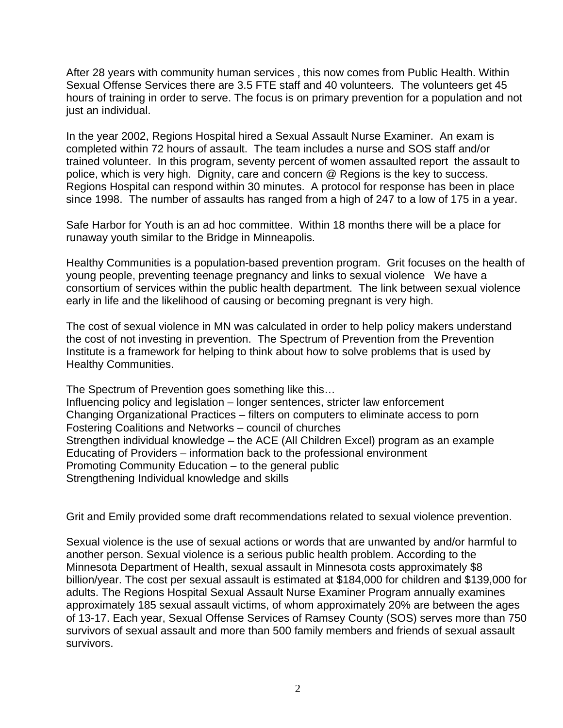After 28 years with community human services , this now comes from Public Health. Within Sexual Offense Services there are 3.5 FTE staff and 40 volunteers. The volunteers get 45 hours of training in order to serve. The focus is on primary prevention for a population and not just an individual.

In the year 2002, Regions Hospital hired a Sexual Assault Nurse Examiner. An exam is completed within 72 hours of assault. The team includes a nurse and SOS staff and/or trained volunteer. In this program, seventy percent of women assaulted report the assault to police, which is very high. Dignity, care and concern @ Regions is the key to success. Regions Hospital can respond within 30 minutes. A protocol for response has been in place since 1998. The number of assaults has ranged from a high of 247 to a low of 175 in a year.

Safe Harbor for Youth is an ad hoc committee. Within 18 months there will be a place for runaway youth similar to the Bridge in Minneapolis.

Healthy Communities is a population-based prevention program. Grit focuses on the health of young people, preventing teenage pregnancy and links to sexual violence We have a consortium of services within the public health department. The link between sexual violence early in life and the likelihood of causing or becoming pregnant is very high.

The cost of sexual violence in MN was calculated in order to help policy makers understand the cost of not investing in prevention. The Spectrum of Prevention from the Prevention Institute is a framework for helping to think about how to solve problems that is used by Healthy Communities.

The Spectrum of Prevention goes something like this…  
Influencing policy and legislation – longer sentences, stricter law enforcement  
Changing Organizational Practices – filters on computers to eliminate access to porn  
Fostering Coalitions and Networks – council of churches  
Strengthen individual knowledge – the ACE (All Children Excel) program as an example  
Educating of Providers – information back to the professional environment  
Promoting Community Education – to the general public  
Strengthening Individual knowledge and skills

Grit and Emily provided some draft recommendations related to sexual violence prevention.

Sexual violence is the use of sexual actions or words that are unwanted by and/or harmful to another person. Sexual violence is a serious public health problem. According to the Minnesota Department of Health, sexual assault in Minnesota costs approximately $8 billion/year. The cost per sexual assault is estimated at $184,000 for children and $139,000 for adults. The Regions Hospital Sexual Assault Nurse Examiner Program annually examines approximately 185 sexual assault victims, of whom approximately 20% are between the ages of 13-17. Each year, Sexual Offense Services of Ramsey County (SOS) serves more than 750 survivors of sexual assault and more than 500 family members and friends of sexual assault survivors.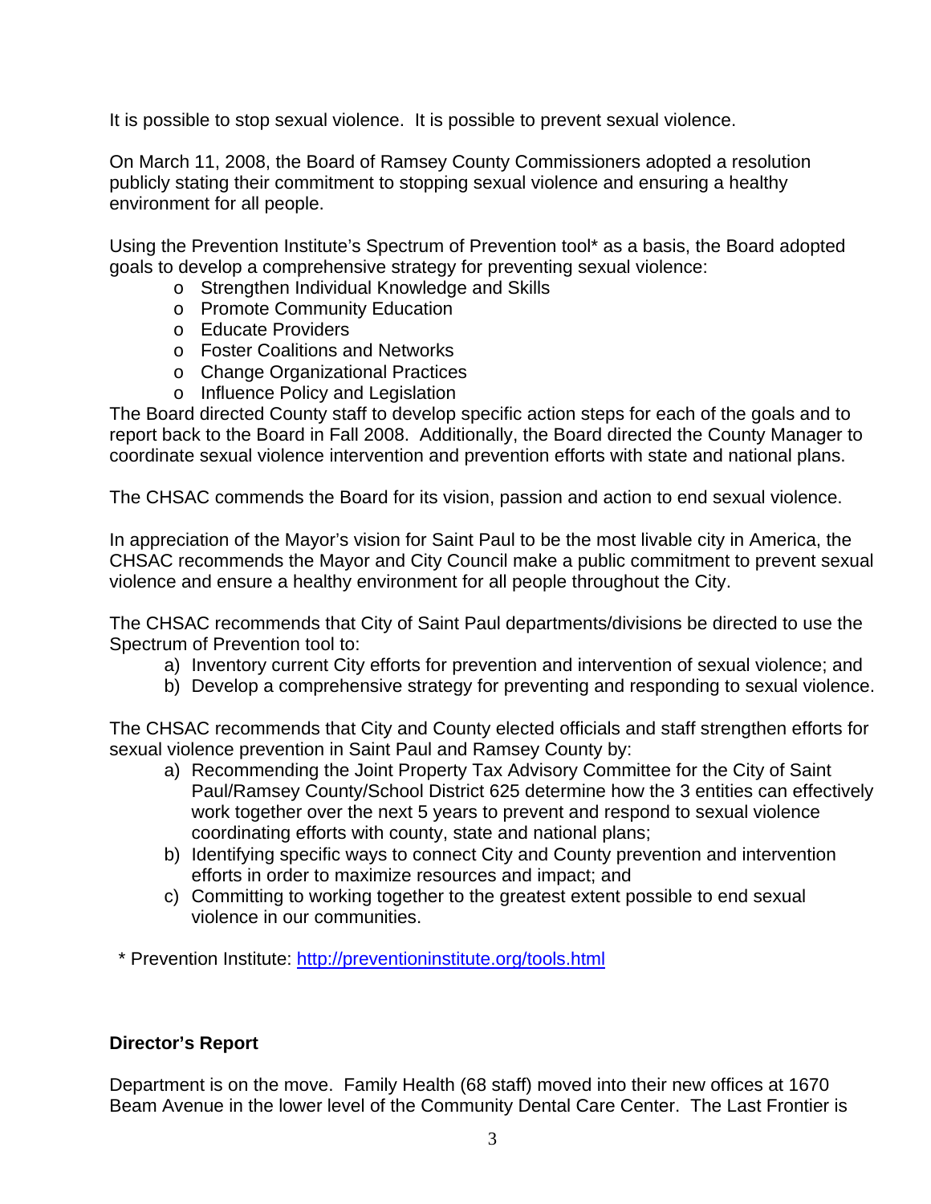It is possible to stop sexual violence. It is possible to prevent sexual violence.

On March 11, 2008, the Board of Ramsey County Commissioners adopted a resolution publicly stating their commitment to stopping sexual violence and ensuring a healthy environment for all people.

Using the Prevention Institute's Spectrum of Prevention tool* as a basis, the Board adopted goals to develop a comprehensive strategy for preventing sexual violence:

- Strengthen Individual Knowledge and Skills
- Promote Community Education
- Educate Providers
- Foster Coalitions and Networks
- Change Organizational Practices
- Influence Policy and Legislation

The Board directed County staff to develop specific action steps for each of the goals and to report back to the Board in Fall 2008. Additionally, the Board directed the County Manager to coordinate sexual violence intervention and prevention efforts with state and national plans.

The CHSAC commends the Board for its vision, passion and action to end sexual violence.

In appreciation of the Mayor's vision for Saint Paul to be the most livable city in America, the CHSAC recommends the Mayor and City Council make a public commitment to prevent sexual violence and ensure a healthy environment for all people throughout the City.

The CHSAC recommends that City of Saint Paul departments/divisions be directed to use the Spectrum of Prevention tool to:

a) Inventory current City efforts for prevention and intervention of sexual violence; and
b) Develop a comprehensive strategy for preventing and responding to sexual violence.

The CHSAC recommends that City and County elected officials and staff strengthen efforts for sexual violence prevention in Saint Paul and Ramsey County by:

a) Recommending the Joint Property Tax Advisory Committee for the City of Saint Paul/Ramsey County/School District 625 determine how the 3 entities can effectively work together over the next 5 years to prevent and respond to sexual violence coordinating efforts with county, state and national plans;
b) Identifying specific ways to connect City and County prevention and intervention efforts in order to maximize resources and impact; and
c) Committing to working together to the greatest extent possible to end sexual violence in our communities.

\* Prevention Institute: http://preventioninstitute.org/tools.html

**Director's Report**

Department is on the move. Family Health (68 staff) moved into their new offices at 1670 Beam Avenue in the lower level of the Community Dental Care Center. The Last Frontier is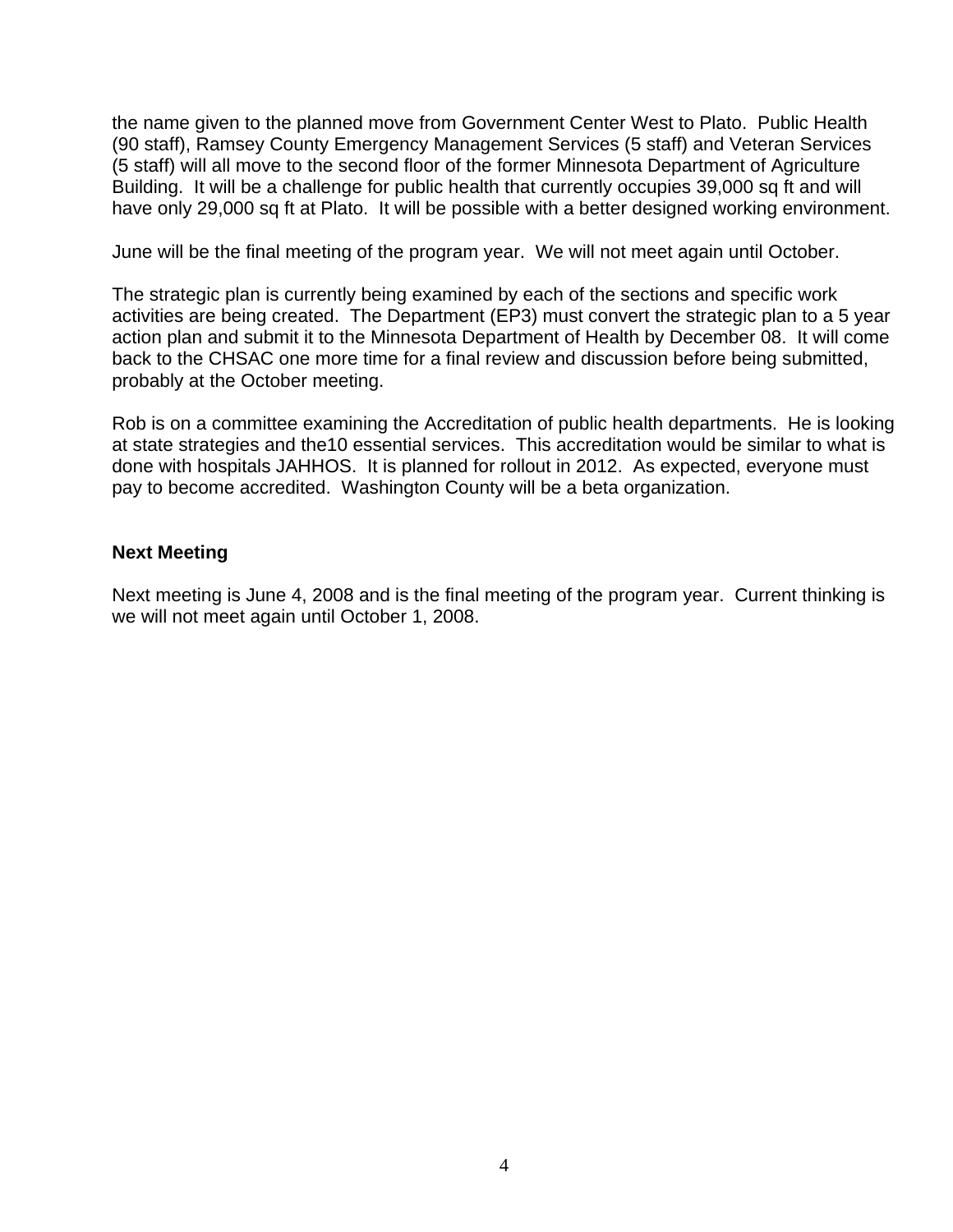the name given to the planned move from Government Center West to Plato. Public Health (90 staff), Ramsey County Emergency Management Services (5 staff) and Veteran Services (5 staff) will all move to the second floor of the former Minnesota Department of Agriculture Building. It will be a challenge for public health that currently occupies 39,000 sq ft and will have only 29,000 sq ft at Plato. It will be possible with a better designed working environment.

June will be the final meeting of the program year. We will not meet again until October.

The strategic plan is currently being examined by each of the sections and specific work activities are being created. The Department (EP3) must convert the strategic plan to a 5 year action plan and submit it to the Minnesota Department of Health by December 08. It will come back to the CHSAC one more time for a final review and discussion before being submitted, probably at the October meeting.

Rob is on a committee examining the Accreditation of public health departments. He is looking at state strategies and the10 essential services. This accreditation would be similar to what is done with hospitals JAHHOS. It is planned for rollout in 2012. As expected, everyone must pay to become accredited. Washington County will be a beta organization.

**Next Meeting**

Next meeting is June 4, 2008 and is the final meeting of the program year. Current thinking is we will not meet again until October 1, 2008.